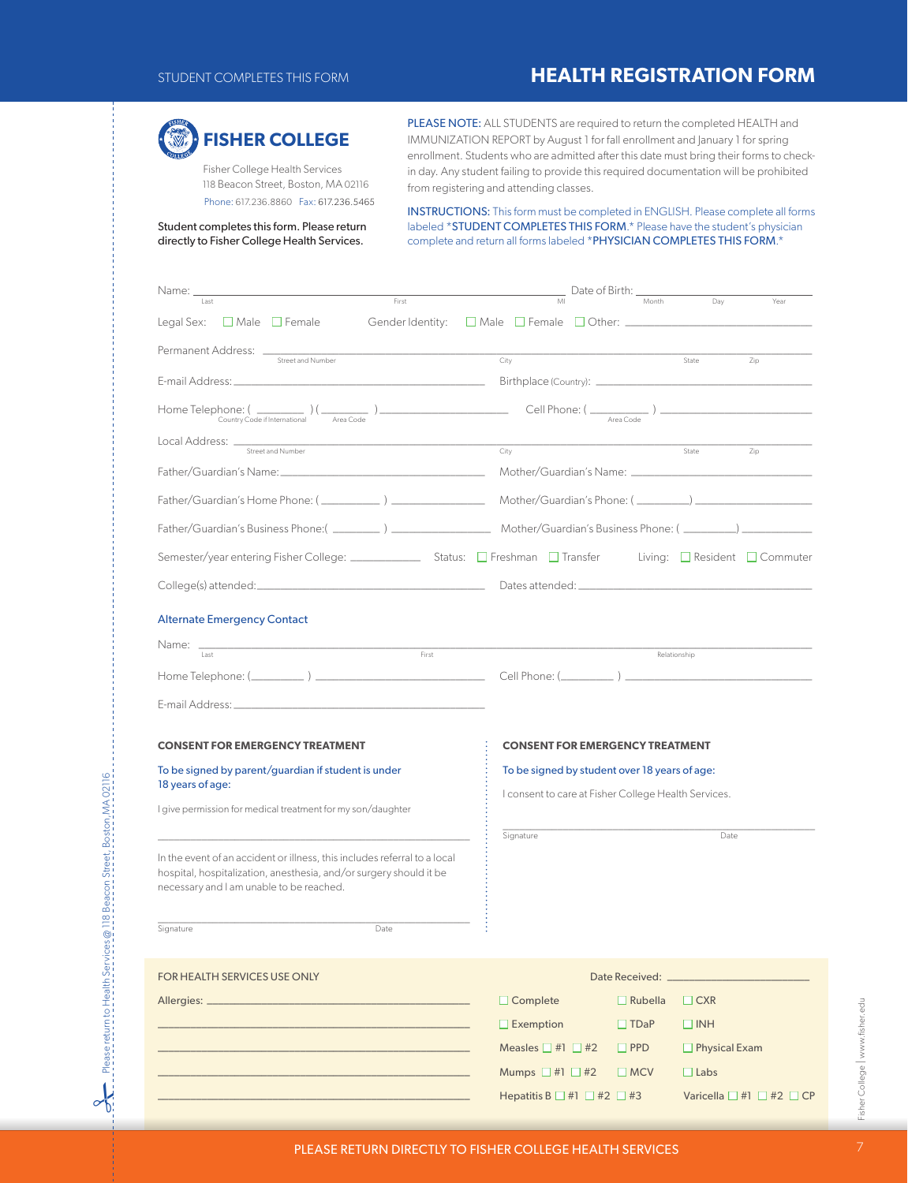STUDENT COMPLETES THIS FORM

# HEALTH REGISTRATION FORM

## FISHER COLLEGE

Fisher College Health Services
118 Beacon Street, Boston, MA 02116
Phone: 617.236.8860 Fax: 617.236.5465

Student completes this form. Please return directly to Fisher College Health Services.

PLEASE NOTE: ALL STUDENTS are required to return the completed HEALTH and IMMUNIZATION REPORT by August 1 for fall enrollment and January 1 for spring enrollment. Students who are admitted after this date must bring their forms to check-in day. Any student failing to provide this required documentation will be prohibited from registering and attending classes.

INSTRUCTIONS: This form must be completed in ENGLISH. Please complete all forms labeled *STUDENT COMPLETES THIS FORM.* Please have the student's physician complete and return all forms labeled *PHYSICIAN COMPLETES THIS FORM.*

Name: ______________________________ (Last) (First) (MI) Date of Birth: ____________ (Month) (Day) (Year)

Legal Sex: ☐ Male ☐ Female Gender Identity: ☐ Male ☐ Female ☐ Other: ____________

Permanent Address: ______________________________ (Street and Number) (City) (State) (Zip)

E-mail Address: ____________________ Birthplace (Country): ____________________

Home Telephone: ( ______ ) ( ______ ) ____________ (Country Code if International) (Area Code) Cell Phone: ( ______ ) ____________ (Area Code)

Local Address: ______________________________ (Street and Number) (City) (State) (Zip)

Father/Guardian's Name: ____________________ Mother/Guardian's Name: ____________________

Father/Guardian's Home Phone: ( ______ ) ____________ Mother/Guardian's Phone: ( ______ ) ____________

Father/Guardian's Business Phone: ( ______ ) ____________ Mother/Guardian's Business Phone: ( ______ ) ____________

Semester/year entering Fisher College: ____________ Status: ☐ Freshman ☐ Transfer Living: ☐ Resident ☐ Commuter

College(s) attended: ____________________ Dates attended: ____________________

### Alternate Emergency Contact

Name: ______________________________ (Last) (First) (Relationship)

Home Telephone: ( ______ ) ____________ Cell Phone: ( ______ ) ____________

E-mail Address: ____________________

### CONSENT FOR EMERGENCY TREATMENT

To be signed by parent/guardian if student is under 18 years of age:

I give permission for medical treatment for my son/daughter

______________________________

In the event of an accident or illness, this includes referral to a local hospital, hospitalization, anesthesia, and/or surgery should it be necessary and I am unable to be reached.

______________________________
Signature Date

### CONSENT FOR EMERGENCY TREATMENT

To be signed by student over 18 years of age:

I consent to care at Fisher College Health Services.

______________________________
Signature Date

### FOR HEALTH SERVICES USE ONLY

Date Received: ____________

Allergies: ______________________________

☐ Complete ☐ Rubella ☐ CXR
☐ Exemption ☐ TDaP ☐ INH
Measles ☐ #1 ☐ #2 ☐ PPD ☐ Physical Exam
Mumps ☐ #1 ☐ #2 ☐ MCV ☐ Labs
Hepatitis B ☐ #1 ☐ #2 ☐ #3 Varicella ☐ #1 ☐ #2 ☐ CP

Please return to Health Services @ 118 Beacon Street, Boston, MA 02116

PLEASE RETURN DIRECTLY TO FISHER COLLEGE HEALTH SERVICES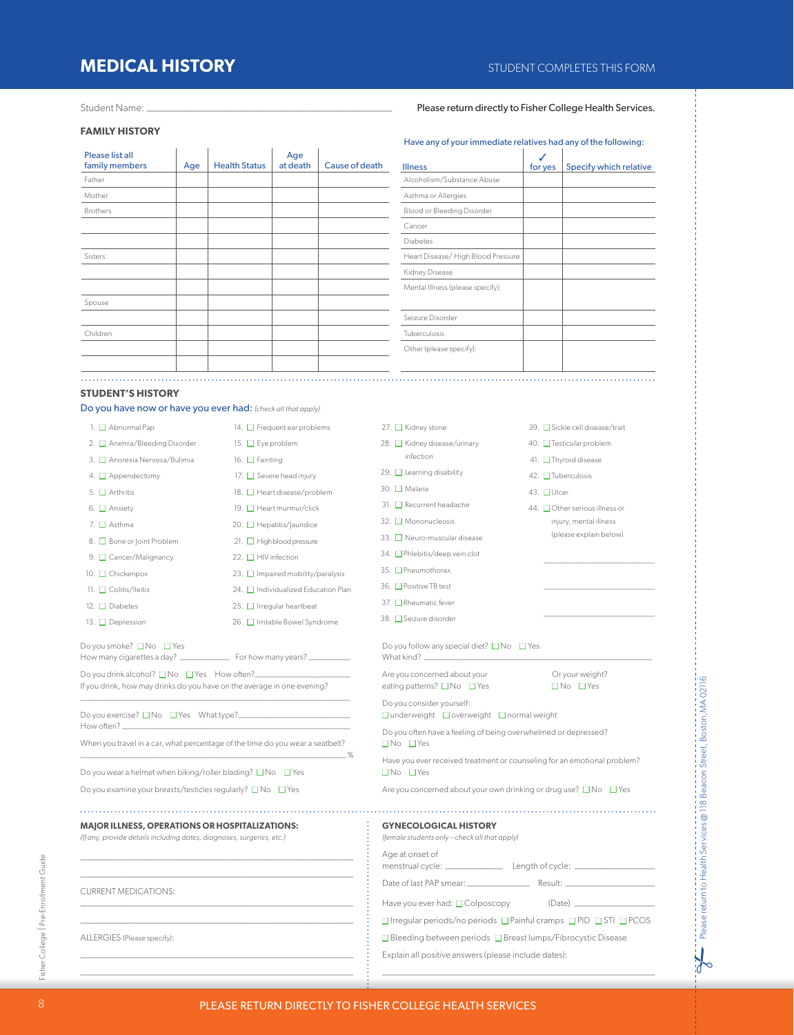# MEDICAL HISTORY

STUDENT COMPLETES THIS FORM

Student Name: ___________________________________________

Please return directly to Fisher College Health Services.

## FAMILY HISTORY

| Please list all family members | Age | Health Status | Age at death | Cause of death |
|---|---|---|---|---|
| Father | | | | |
| Mother | | | | |
| Brothers | | | | |
| | | | | |
| | | | | |
| Sisters | | | | |
| | | | | |
| | | | | |
| Spouse | | | | |
| | | | | |
| Children | | | | |
| | | | | |
| | | | | |

Have any of your immediate relatives had any of the following:

| Illness | ✓ for yes | Specify which relative |
|---|---|---|
| Alcoholism/Substance Abuse | | |
| Asthma or Allergies | | |
| Blood or Bleeding Disorder | | |
| Cancer | | |
| Diabetes | | |
| Heart Disease/ High Blood Pressure | | |
| Kidney Disease | | |
| Mental Illness (please specify): | | |
| Seizure Disorder | | |
| Tuberculosis | | |
| Other (please specify): | | |

## STUDENT'S HISTORY

Do you have now or have you ever had: *(check all that apply)*

1. ☐ Abnormal Pap
2. ☐ Anemia/Bleeding Disorder
3. ☐ Anorexia Nervosa/Bulimia
4. ☐ Appendectomy
5. ☐ Arthritis
6. ☐ Anxiety
7. ☐ Asthma
8. ☐ Bone or Joint Problem
9. ☐ Cancer/Malignancy
10. ☐ Chickenpox
11. ☐ Colitis/Ileitis
12. ☐ Diabetes
13. ☐ Depression
14. ☐ Frequent ear problems
15. ☐ Eye problem
16. ☐ Fainting
17. ☐ Severe head injury
18. ☐ Heart disease/problem
19. ☐ Heart murmur/click
20. ☐ Hepatitis/Jaundice
21. ☐ High blood pressure
22. ☐ HIV infection
23. ☐ Impaired mobility/paralysis
24. ☐ Individualized Education Plan
25. ☐ Irregular heartbeat
26. ☐ Irritable Bowel Syndrome
27. ☐ Kidney stone
28. ☐ Kidney disease/urinary infection
29. ☐ Learning disability
30. ☐ Malaria
31. ☐ Recurrent headache
32. ☐ Mononucleosis
33. ☐ Neuro-muscular disease
34. ☐ Phlebitis/deep vein clot
35. ☐ Pneumothorax
36. ☐ Positive TB test
37. ☐ Rheumatic fever
38. ☐ Seizure disorder
39. ☐ Sickle cell disease/trait
40. ☐ Testicular problem
41. ☐ Thyroid disease
42. ☐ Tuberculosis
43. ☐ Ulcer
44. ☐ Other serious illness or injury, mental illness (please explain below)

_______________________________

_______________________________

_______________________________

Do you smoke? ☐ No ☐ Yes
How many cigarettes a day? ____________ For how many years? ____________

Do you drink alcohol? ☐ No ☐ Yes How often? ____________
If you drink, how may drinks do you have on the average in one evening?
_______________________________

Do you exercise? ☐ No ☐ Yes What type? ____________
How often? ____________

When you travel in a car, what percentage of the time do you wear a seatbelt?
_______________________________ %

Do you wear a helmet when biking/roller blading? ☐ No ☐ Yes

Do you examine your breasts/testicles regularly? ☐ No ☐ Yes

Do you follow any special diet? ☐ No ☐ Yes
What kind? ____________

Are you concerned about your eating patterns? ☐ No ☐ Yes  Or your weight? ☐ No ☐ Yes

Do you consider yourself:
☐ underweight ☐ overweight ☐ normal weight

Do you often have a feeling of being overwhelmed or depressed?
☐ No ☐ Yes

Have you ever received treatment or counseling for an emotional problem?
☐ No ☐ Yes

Are you concerned about your own drinking or drug use? ☐ No ☐ Yes

## MAJOR ILLNESS, OPERATIONS OR HOSPITALIZATIONS:

*(If any, provide details including dates, diagnoses, surgeries, etc.)*

_______________________________

_______________________________

CURRENT MEDICATIONS:

_______________________________

_______________________________

ALLERGIES (Please specify):

_______________________________

_______________________________

## GYNECOLOGICAL HISTORY

*(female students only – check all that apply)*

Age at onset of menstrual cycle: ____________ Length of cycle: ____________

Date of last PAP smear: ____________ Result: ____________

Have you ever had: ☐ Colposcopy (Date) ____________

☐ Irregular periods/no periods ☐ Painful cramps ☐ PID ☐ STI ☐ PCOS

☐ Bleeding between periods ☐ Breast lumps/Fibrocystic Disease

Explain all positive answers (please include dates):

_______________________________

Please return to Health Services @ 118 Beacon Street, Boston, MA 02116

PLEASE RETURN DIRECTLY TO FISHER COLLEGE HEALTH SERVICES